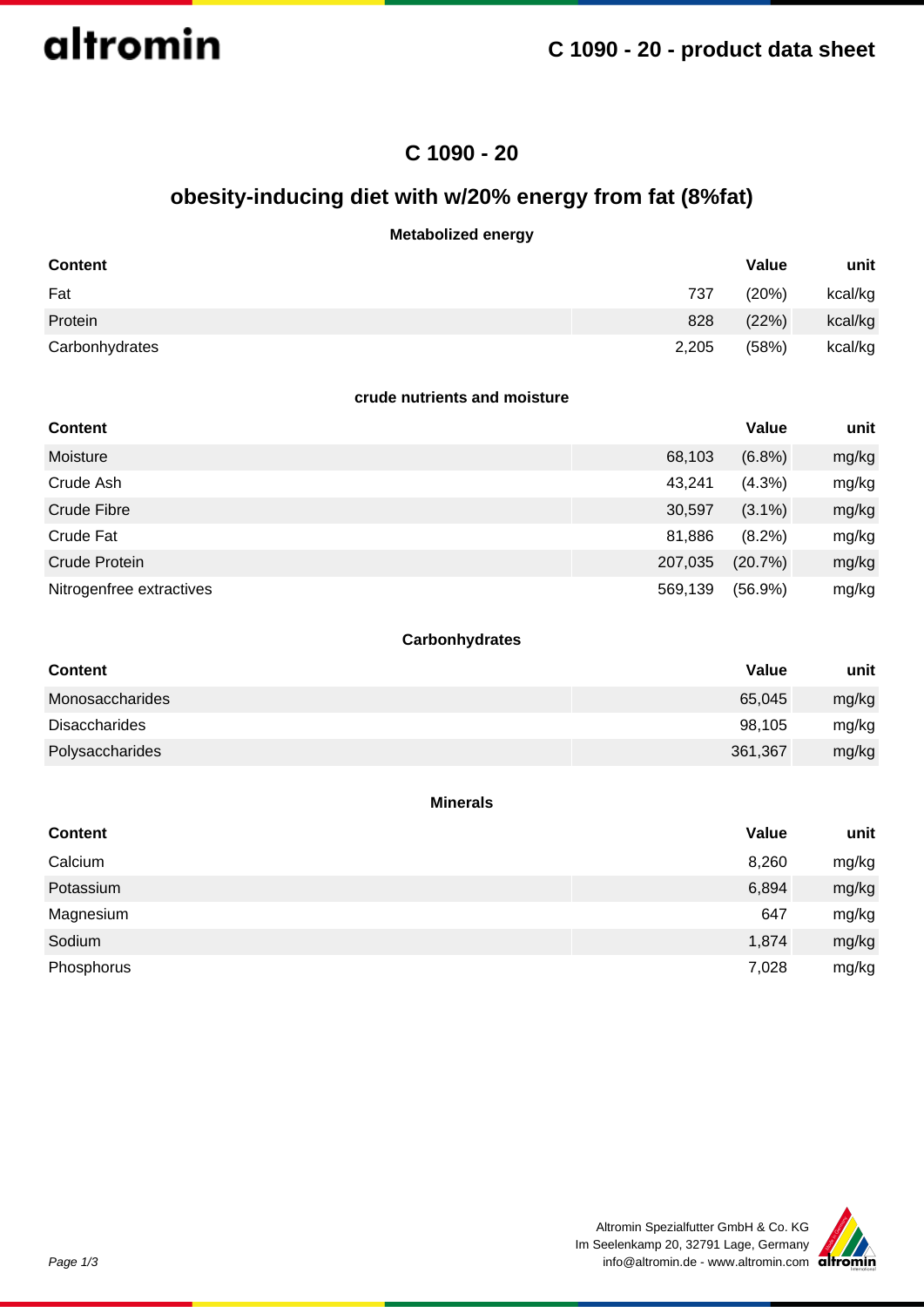# C 1090 - 20

## obesity-inducing diet with w/20% energy from fat (8%fat)

### Metabolized energy

| Content | Value | | unit |
|---|---|---|---|
| Fat | 737 | (20%) | kcal/kg |
| Protein | 828 | (22%) | kcal/kg |
| Carbonhydrates | 2,205 | (58%) | kcal/kg |

### crude nutrients and moisture

| Content | Value | | unit |
|---|---|---|---|
| Moisture | 68,103 | (6.8%) | mg/kg |
| Crude Ash | 43,241 | (4.3%) | mg/kg |
| Crude Fibre | 30,597 | (3.1%) | mg/kg |
| Crude Fat | 81,886 | (8.2%) | mg/kg |
| Crude Protein | 207,035 | (20.7%) | mg/kg |
| Nitrogenfree extractives | 569,139 | (56.9%) | mg/kg |

### Carbonhydrates

| Content | Value | unit |
|---|---|---|
| Monosaccharides | 65,045 | mg/kg |
| Disaccharides | 98,105 | mg/kg |
| Polysaccharides | 361,367 | mg/kg |

### Minerals

| Content | Value | unit |
|---|---|---|
| Calcium | 8,260 | mg/kg |
| Potassium | 6,894 | mg/kg |
| Magnesium | 647 | mg/kg |
| Sodium | 1,874 | mg/kg |
| Phosphorus | 7,028 | mg/kg |

Altromin Spezialfutter GmbH & Co. KG
Im Seelenkamp 20, 32791 Lage, Germany
info@altromin.de - www.altromin.com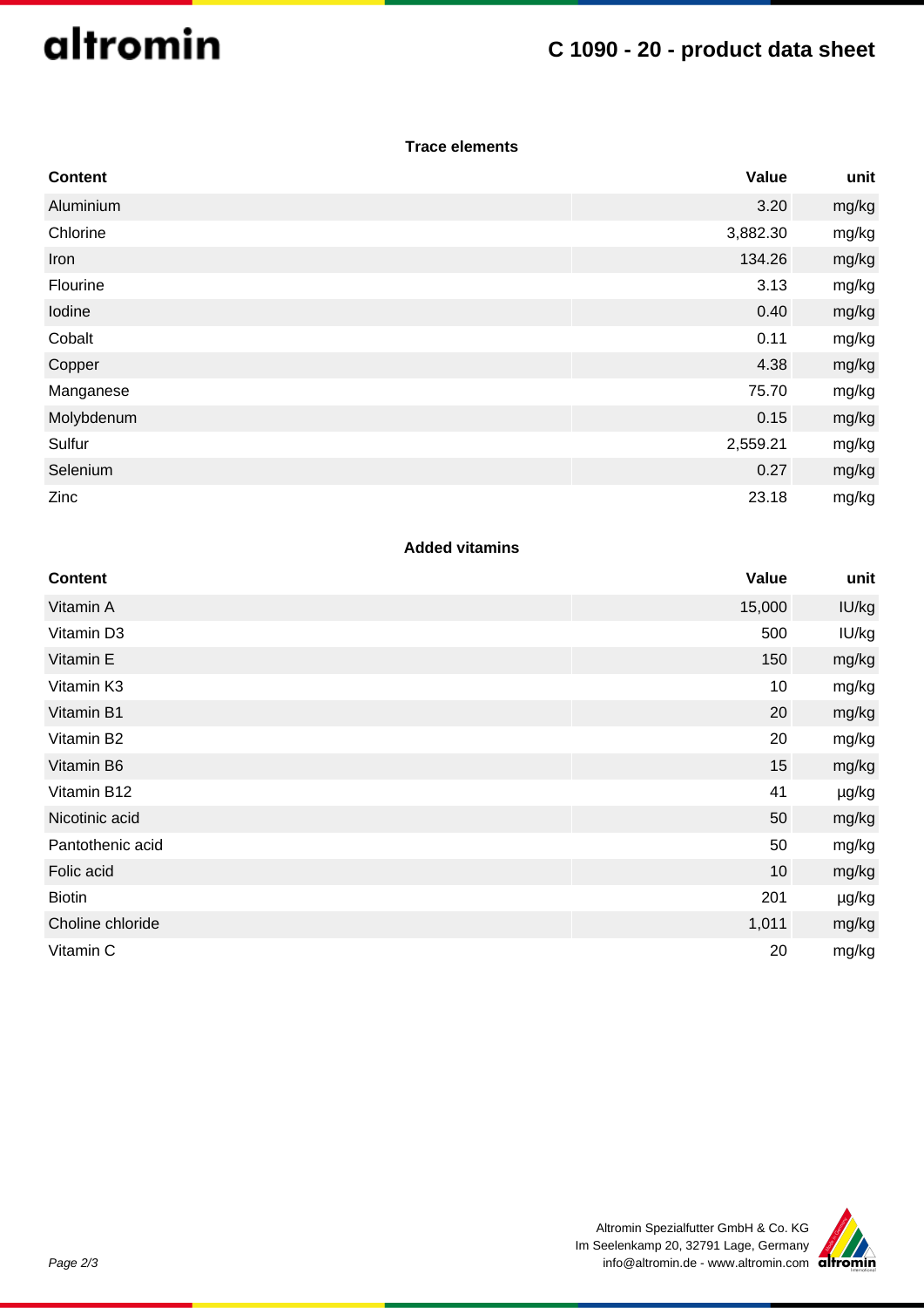### Trace elements

| Content | Value | unit |
|---|---|---|
| Aluminium | 3.20 | mg/kg |
| Chlorine | 3,882.30 | mg/kg |
| Iron | 134.26 | mg/kg |
| Flourine | 3.13 | mg/kg |
| Iodine | 0.40 | mg/kg |
| Cobalt | 0.11 | mg/kg |
| Copper | 4.38 | mg/kg |
| Manganese | 75.70 | mg/kg |
| Molybdenum | 0.15 | mg/kg |
| Sulfur | 2,559.21 | mg/kg |
| Selenium | 0.27 | mg/kg |
| Zinc | 23.18 | mg/kg |

### Added vitamins

| Content | Value | unit |
|---|---|---|
| Vitamin A | 15,000 | IU/kg |
| Vitamin D3 | 500 | IU/kg |
| Vitamin E | 150 | mg/kg |
| Vitamin K3 | 10 | mg/kg |
| Vitamin B1 | 20 | mg/kg |
| Vitamin B2 | 20 | mg/kg |
| Vitamin B6 | 15 | mg/kg |
| Vitamin B12 | 41 | µg/kg |
| Nicotinic acid | 50 | mg/kg |
| Pantothenic acid | 50 | mg/kg |
| Folic acid | 10 | mg/kg |
| Biotin | 201 | µg/kg |
| Choline chloride | 1,011 | mg/kg |
| Vitamin C | 20 | mg/kg |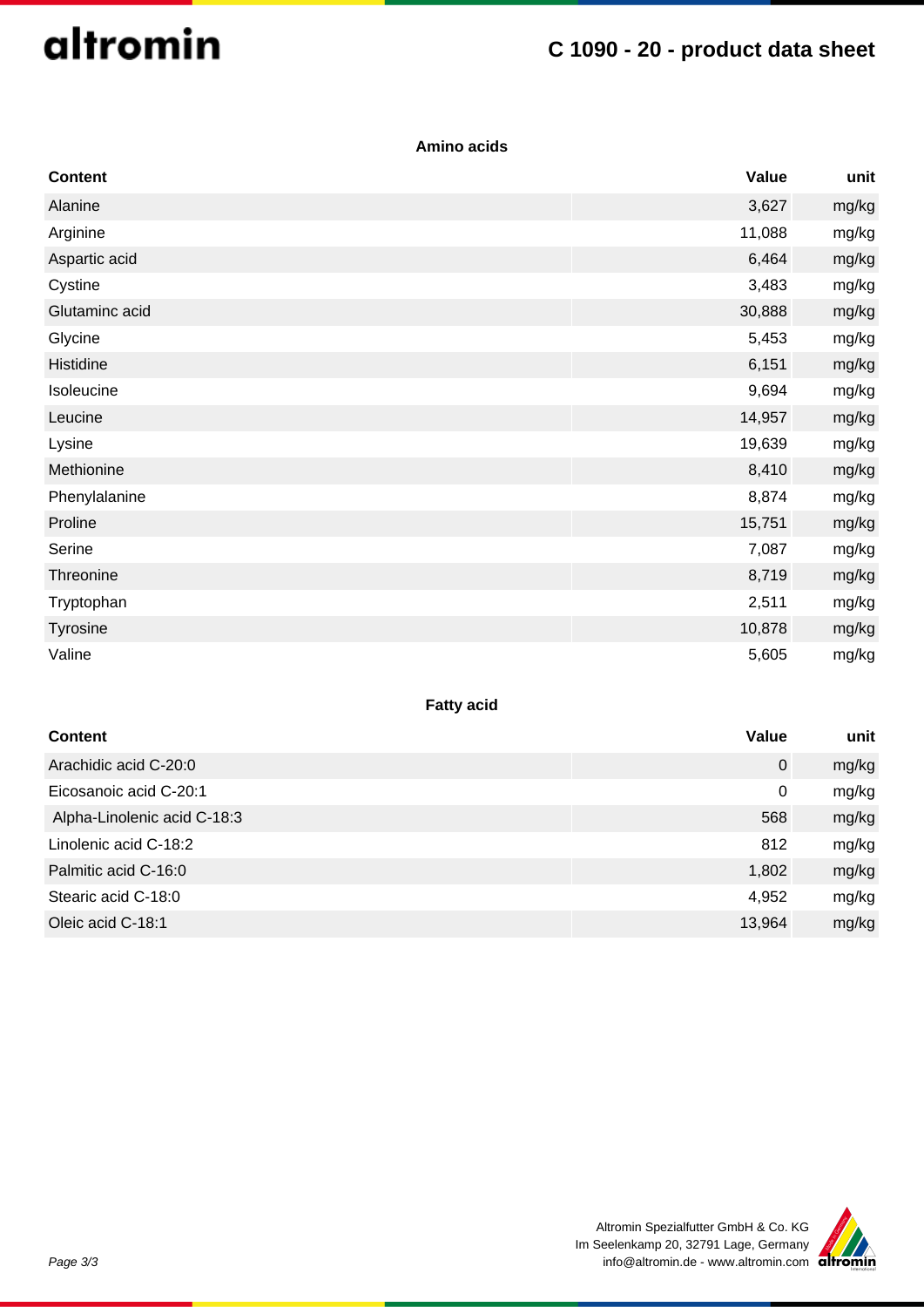## Amino acids

| Content | Value | unit |
|---|---:|---:|
| Alanine | 3,627 | mg/kg |
| Arginine | 11,088 | mg/kg |
| Aspartic acid | 6,464 | mg/kg |
| Cystine | 3,483 | mg/kg |
| Glutaminc acid | 30,888 | mg/kg |
| Glycine | 5,453 | mg/kg |
| Histidine | 6,151 | mg/kg |
| Isoleucine | 9,694 | mg/kg |
| Leucine | 14,957 | mg/kg |
| Lysine | 19,639 | mg/kg |
| Methionine | 8,410 | mg/kg |
| Phenylalanine | 8,874 | mg/kg |
| Proline | 15,751 | mg/kg |
| Serine | 7,087 | mg/kg |
| Threonine | 8,719 | mg/kg |
| Tryptophan | 2,511 | mg/kg |
| Tyrosine | 10,878 | mg/kg |
| Valine | 5,605 | mg/kg |

## Fatty acid

| Content | Value | unit |
|---|---:|---:|
| Arachidic acid C-20:0 | 0 | mg/kg |
| Eicosanoic acid C-20:1 | 0 | mg/kg |
| Alpha-Linolenic acid C-18:3 | 568 | mg/kg |
| Linolenic acid C-18:2 | 812 | mg/kg |
| Palmitic acid C-16:0 | 1,802 | mg/kg |
| Stearic acid C-18:0 | 4,952 | mg/kg |
| Oleic acid C-18:1 | 13,964 | mg/kg |

Altromin Spezialfutter GmbH & Co. KG
Im Seelenkamp 20, 32791 Lage, Germany
info@altromin.de - www.altromin.com